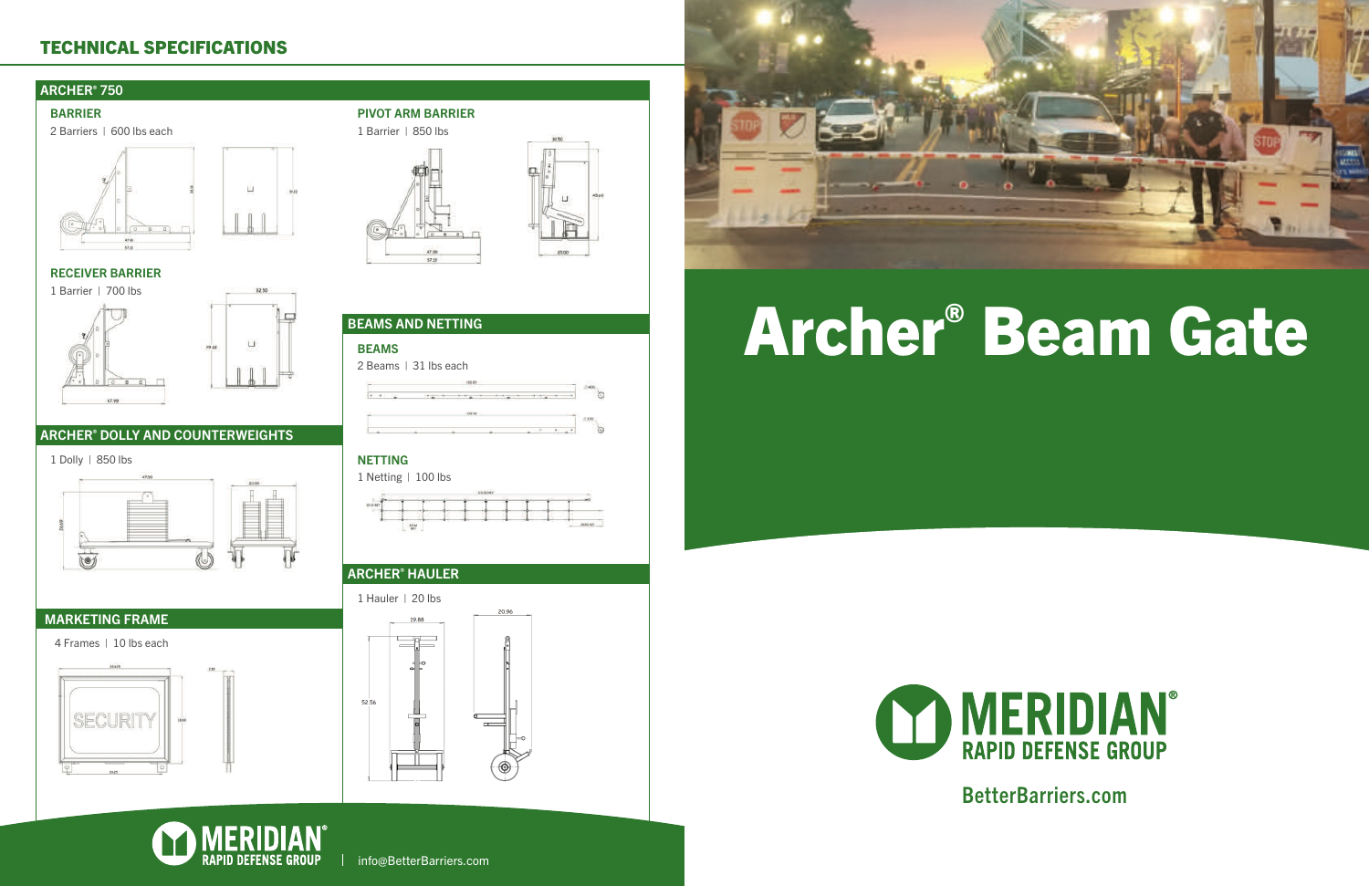# Archer® Beam Gate

## TECHNICAL SPECIFICATIONS

### ARCHER® 750

**BARRIER**

2 Barriers | 600 lbs each

**RECEIVER BARRIER**

1 Barrier | 700 lbs

**PIVOT ARM BARRIER**

1 Barrier | 850 lbs

### ARCHER® DOLLY AND COUNTERWEIGHTS

1 Dolly | 850 lbs

### BEAMS AND NETTING

**BEAMS**

2 Beams | 31 lbs each

**NETTING**

1 Netting | 100 lbs

### MARKETING FRAME

4 Frames | 10 lbs each

### ARCHER® HAULER

1 Hauler | 20 lbs

MERIDIAN® RAPID DEFENSE GROUP | info@BetterBarriers.com

MERIDIAN® RAPID DEFENSE GROUP

BetterBarriers.com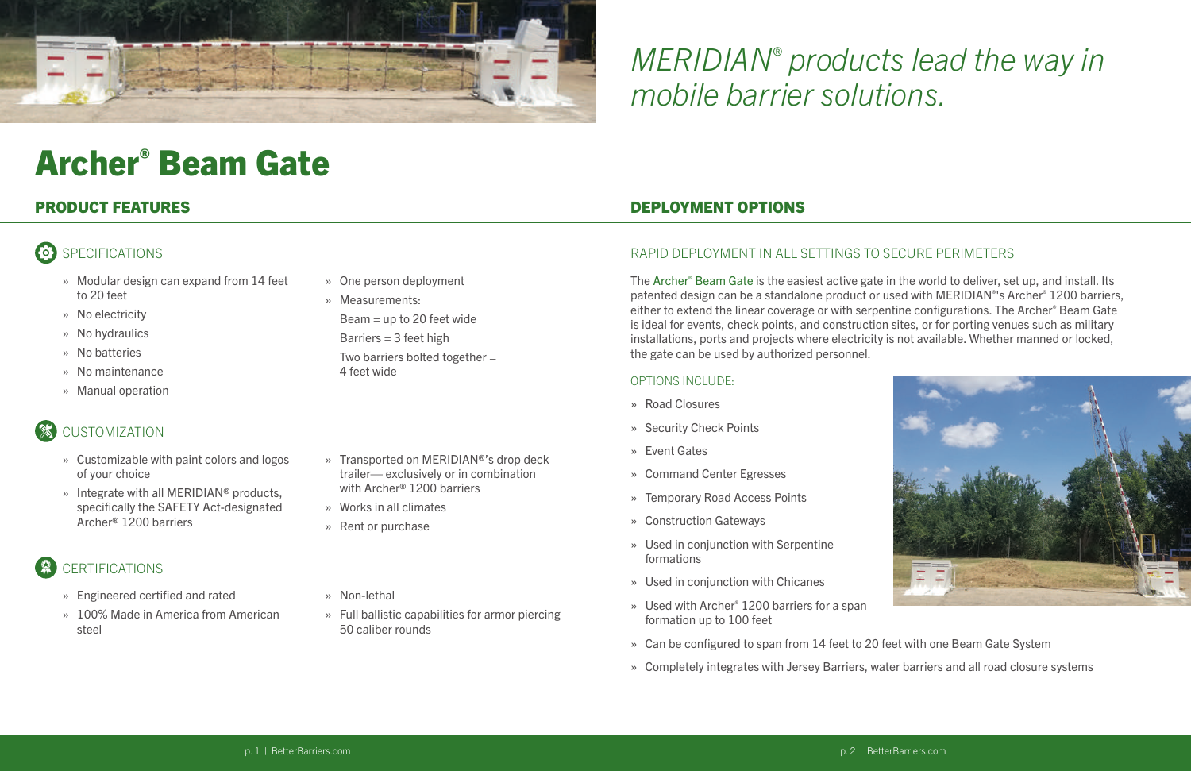*MERIDIAN® products lead the way in mobile barrier solutions.*

# Archer® Beam Gate

## PRODUCT FEATURES

### SPECIFICATIONS

- Modular design can expand from 14 feet to 20 feet
- No electricity
- No hydraulics
- No batteries
- No maintenance
- Manual operation
- One person deployment
- Measurements:

  Beam = up to 20 feet wide

  Barriers = 3 feet high

  Two barriers bolted together = 4 feet wide

### CUSTOMIZATION

- Customizable with paint colors and logos of your choice
- Integrate with all MERIDIAN® products, specifically the SAFETY Act-designated Archer® 1200 barriers
- Transported on MERIDIAN®'s drop deck trailer— exclusively or in combination with Archer® 1200 barriers
- Works in all climates
- Rent or purchase

### CERTIFICATIONS

- Engineered certified and rated
- 100% Made in America from American steel
- Non-lethal
- Full ballistic capabilities for armor piercing 50 caliber rounds

## DEPLOYMENT OPTIONS

### RAPID DEPLOYMENT IN ALL SETTINGS TO SECURE PERIMETERS

The Archer® Beam Gate is the easiest active gate in the world to deliver, set up, and install. Its patented design can be a standalone product or used with MERIDIAN®'s Archer® 1200 barriers, either to extend the linear coverage or with serpentine configurations. The Archer® Beam Gate is ideal for events, check points, and construction sites, or for porting venues such as military installations, ports and projects where electricity is not available. Whether manned or locked, the gate can be used by authorized personnel.

#### OPTIONS INCLUDE:

- Road Closures
- Security Check Points
- Event Gates
- Command Center Egresses
- Temporary Road Access Points
- Construction Gateways
- Used in conjunction with Serpentine formations
- Used in conjunction with Chicanes
- Used with Archer® 1200 barriers for a span formation up to 100 feet
- Can be configured to span from 14 feet to 20 feet with one Beam Gate System
- Completely integrates with Jersey Barriers, water barriers and all road closure systems